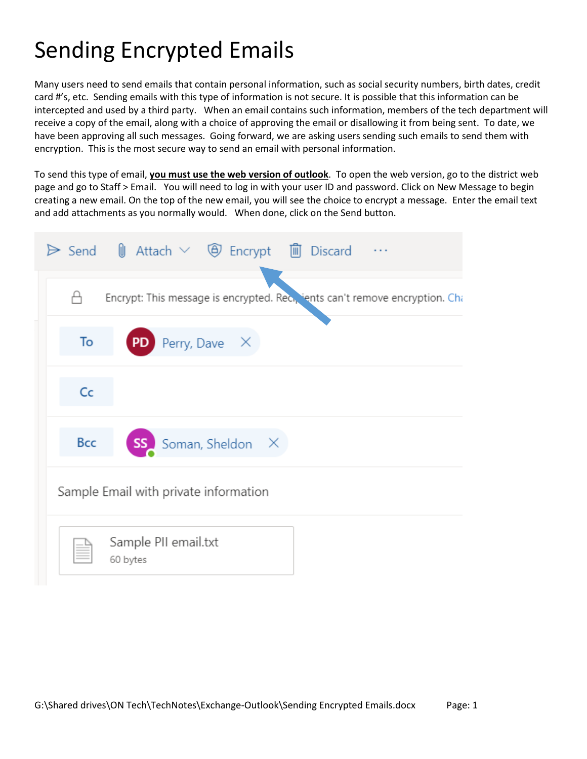# Sending Encrypted Emails

Many users need to send emails that contain personal information, such as social security numbers, birth dates, credit card #'s, etc. Sending emails with this type of information is not secure. It is possible that this information can be intercepted and used by a third party. When an email contains such information, members of the tech department will receive a copy of the email, along with a choice of approving the email or disallowing it from being sent. To date, we have been approving all such messages. Going forward, we are asking users sending such emails to send them with encryption. This is the most secure way to send an email with personal information.

To send this type of email, **you must use the web version of outlook**. To open the web version, go to the district web page and go to Staff > Email. You will need to log in with your user ID and password. Click on New Message to begin creating a new email. On the top of the new email, you will see the choice to encrypt a message. Enter the email text and add attachments as you normally would. When done, click on the Send button.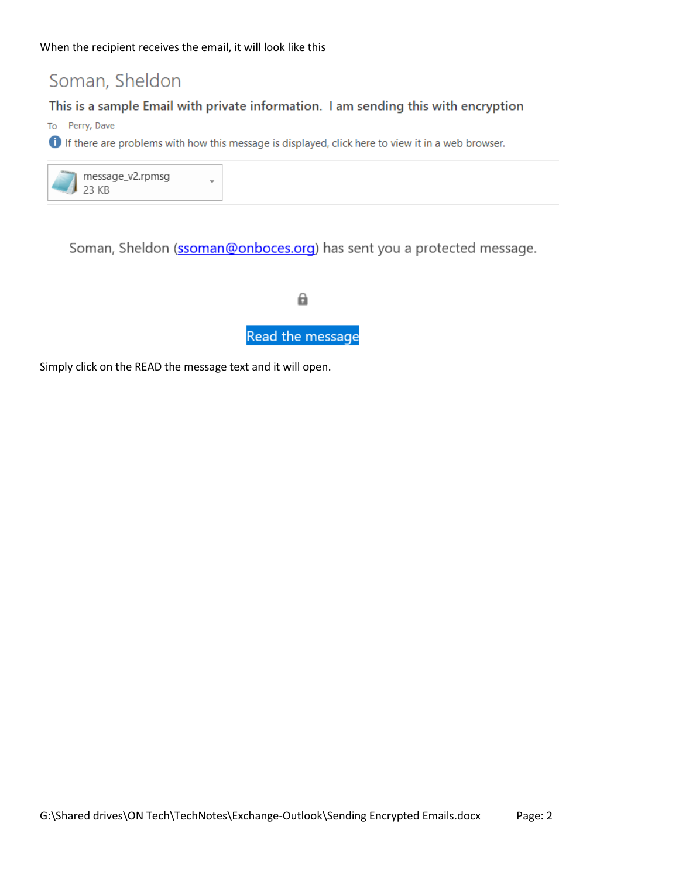When the recipient receives the email, it will look like this

Soman, Sheldon

This is a sample Email with private information. I am sending this with encryption

To Perry, Dave

If there are problems with how this message is displayed, click here to view it in a web browser.

message_v2.rpmsg
23 KB

Soman, Sheldon (ssoman@onboces.org) has sent you a protected message.

Read the message

Simply click on the READ the message text and it will open.